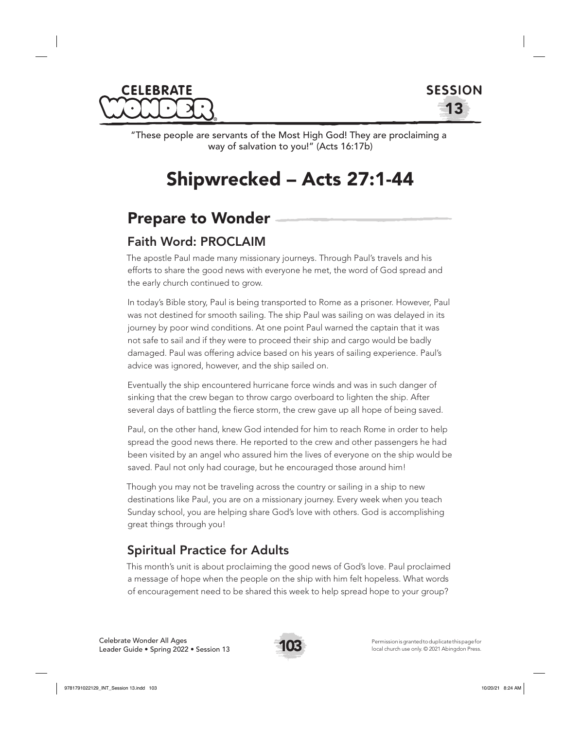"These people are servants of the Most High God! They are proclaiming a way of salvation to you!" (Acts 16:17b)

# Shipwrecked – Acts 27:1-44

## Prepare to Wonder

### Faith Word: PROCLAIM

The apostle Paul made many missionary journeys. Through Paul's travels and his efforts to share the good news with everyone he met, the word of God spread and the early church continued to grow.

In today's Bible story, Paul is being transported to Rome as a prisoner. However, Paul was not destined for smooth sailing. The ship Paul was sailing on was delayed in its journey by poor wind conditions. At one point Paul warned the captain that it was not safe to sail and if they were to proceed their ship and cargo would be badly damaged. Paul was offering advice based on his years of sailing experience. Paul's advice was ignored, however, and the ship sailed on.

Eventually the ship encountered hurricane force winds and was in such danger of sinking that the crew began to throw cargo overboard to lighten the ship. After several days of battling the fierce storm, the crew gave up all hope of being saved.

Paul, on the other hand, knew God intended for him to reach Rome in order to help spread the good news there. He reported to the crew and other passengers he had been visited by an angel who assured him the lives of everyone on the ship would be saved. Paul not only had courage, but he encouraged those around him!

Though you may not be traveling across the country or sailing in a ship to new destinations like Paul, you are on a missionary journey. Every week when you teach Sunday school, you are helping share God's love with others. God is accomplishing great things through you!

### Spiritual Practice for Adults

This month's unit is about proclaiming the good news of God's love. Paul proclaimed a message of hope when the people on the ship with him felt hopeless. What words of encouragement need to be shared this week to help spread hope to your group?

Permission is granted to duplicate this page for local church use only. © 2021 Abingdon Press.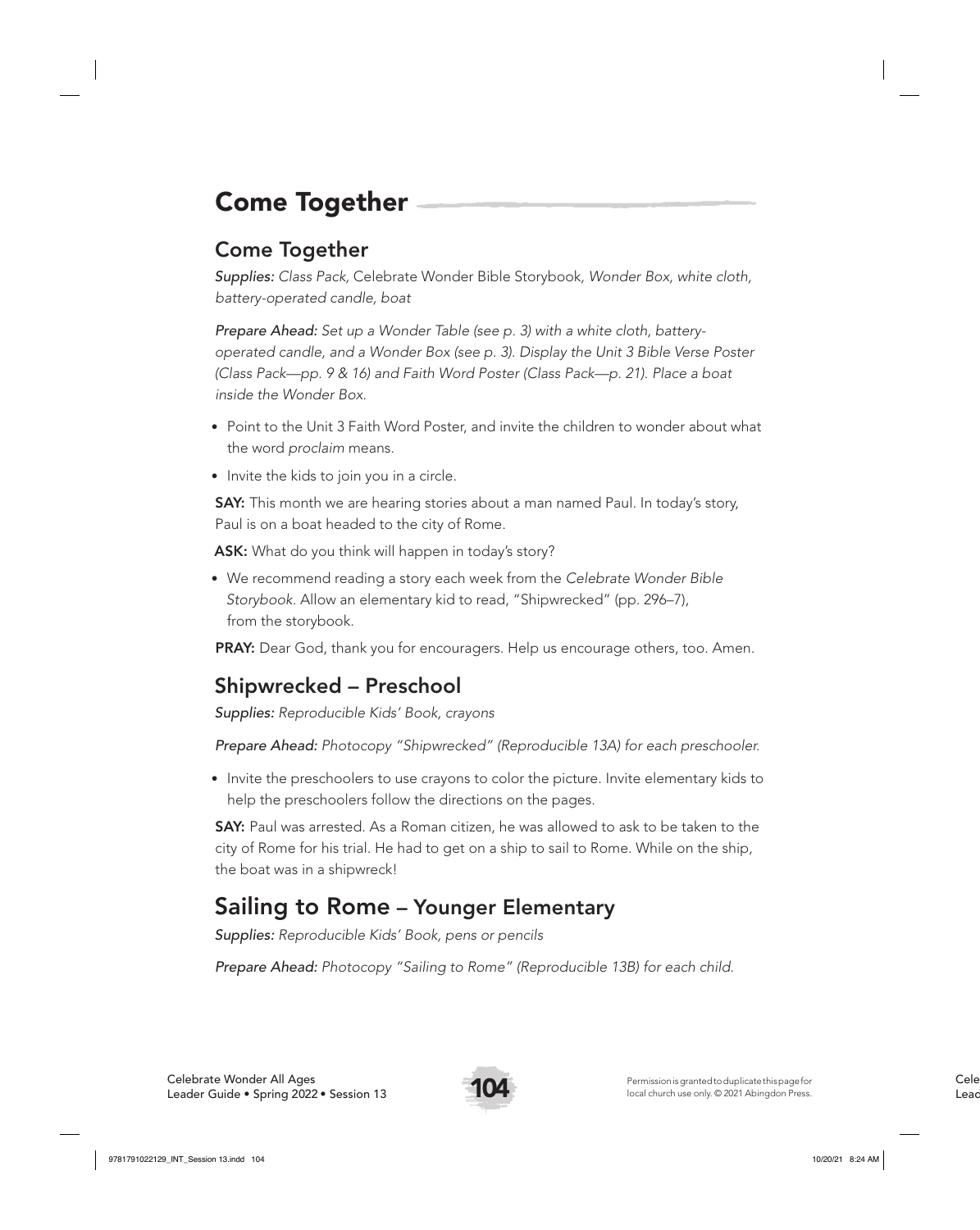# Come Together

## Come Together

*Supplies: Class Pack,* Celebrate Wonder Bible Storybook, *Wonder Box, white cloth, battery-operated candle, boat*

*Prepare Ahead: Set up a Wonder Table (see p. 3) with a white cloth, battery-operated candle, and a Wonder Box (see p. 3). Display the Unit 3 Bible Verse Poster (Class Pack—pp. 9 & 16) and Faith Word Poster (Class Pack—p. 21). Place a boat inside the Wonder Box.*

- Point to the Unit 3 Faith Word Poster, and invite the children to wonder about what the word *proclaim* means.
- Invite the kids to join you in a circle.

**SAY:** This month we are hearing stories about a man named Paul. In today's story, Paul is on a boat headed to the city of Rome.

**ASK:** What do you think will happen in today's story?

- We recommend reading a story each week from the *Celebrate Wonder Bible Storybook*. Allow an elementary kid to read, "Shipwrecked" (pp. 296–7), from the storybook.

**PRAY:** Dear God, thank you for encouragers. Help us encourage others, too. Amen.

## Shipwrecked – Preschool

*Supplies: Reproducible Kids' Book, crayons*

*Prepare Ahead: Photocopy "Shipwrecked" (Reproducible 13A) for each preschooler.*

- Invite the preschoolers to use crayons to color the picture. Invite elementary kids to help the preschoolers follow the directions on the pages.

**SAY:** Paul was arrested. As a Roman citizen, he was allowed to ask to be taken to the city of Rome for his trial. He had to get on a ship to sail to Rome. While on the ship, the boat was in a shipwreck!

## Sailing to Rome – Younger Elementary

*Supplies: Reproducible Kids' Book, pens or pencils*

*Prepare Ahead: Photocopy "Sailing to Rome" (Reproducible 13B) for each child.*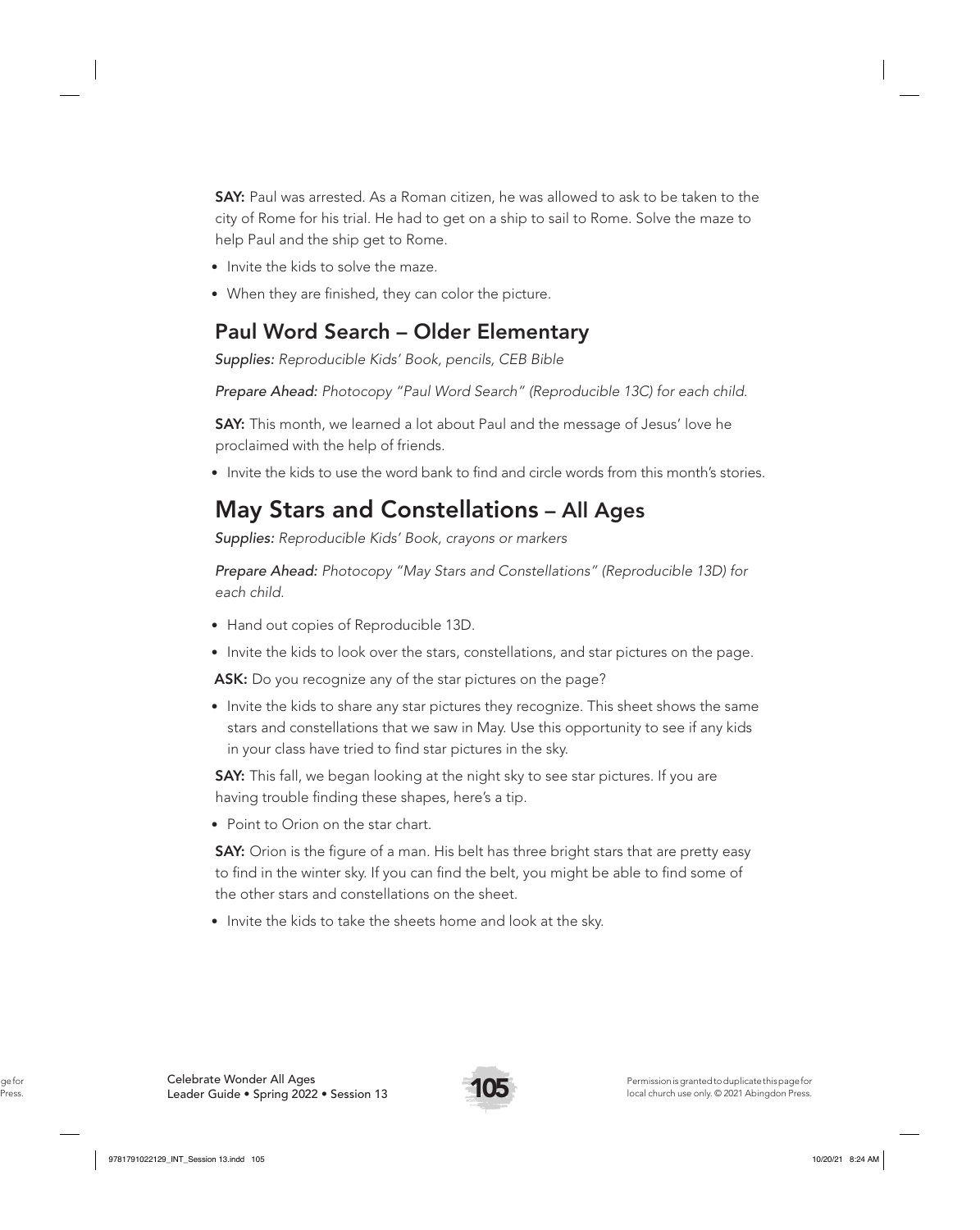**SAY:** Paul was arrested. As a Roman citizen, he was allowed to ask to be taken to the city of Rome for his trial. He had to get on a ship to sail to Rome. Solve the maze to help Paul and the ship get to Rome.

- Invite the kids to solve the maze.
- When they are finished, they can color the picture.

## Paul Word Search – Older Elementary

*Supplies: Reproducible Kids' Book, pencils, CEB Bible*

*Prepare Ahead: Photocopy "Paul Word Search" (Reproducible 13C) for each child.*

**SAY:** This month, we learned a lot about Paul and the message of Jesus' love he proclaimed with the help of friends.

- Invite the kids to use the word bank to find and circle words from this month's stories.

## May Stars and Constellations – All Ages

*Supplies: Reproducible Kids' Book, crayons or markers*

*Prepare Ahead: Photocopy "May Stars and Constellations" (Reproducible 13D) for each child.*

- Hand out copies of Reproducible 13D.
- Invite the kids to look over the stars, constellations, and star pictures on the page.

**ASK:** Do you recognize any of the star pictures on the page?

- Invite the kids to share any star pictures they recognize. This sheet shows the same stars and constellations that we saw in May. Use this opportunity to see if any kids in your class have tried to find star pictures in the sky.

**SAY:** This fall, we began looking at the night sky to see star pictures. If you are having trouble finding these shapes, here's a tip.

- Point to Orion on the star chart.

**SAY:** Orion is the figure of a man. His belt has three bright stars that are pretty easy to find in the winter sky. If you can find the belt, you might be able to find some of the other stars and constellations on the sheet.

- Invite the kids to take the sheets home and look at the sky.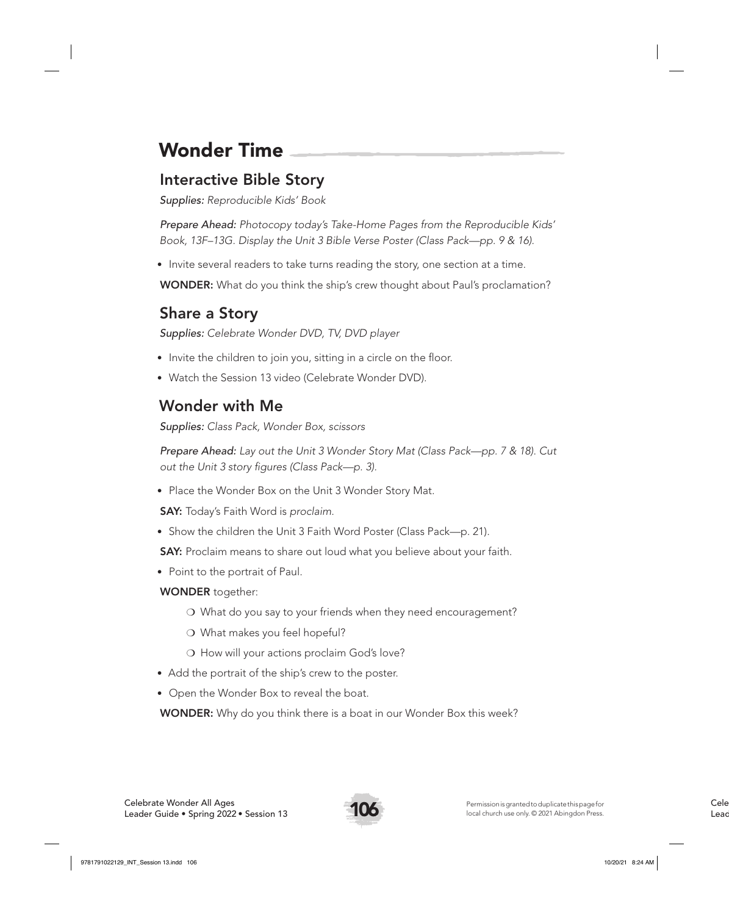# Wonder Time

## Interactive Bible Story

*Supplies: Reproducible Kids' Book*

*Prepare Ahead: Photocopy today's Take-Home Pages from the Reproducible Kids' Book, 13F–13G. Display the Unit 3 Bible Verse Poster (Class Pack—pp. 9 & 16).*

- Invite several readers to take turns reading the story, one section at a time.

**WONDER:** What do you think the ship's crew thought about Paul's proclamation?

## Share a Story

*Supplies: Celebrate Wonder DVD, TV, DVD player*

- Invite the children to join you, sitting in a circle on the floor.
- Watch the Session 13 video (Celebrate Wonder DVD).

## Wonder with Me

*Supplies: Class Pack, Wonder Box, scissors*

*Prepare Ahead: Lay out the Unit 3 Wonder Story Mat (Class Pack—pp. 7 & 18). Cut out the Unit 3 story figures (Class Pack—p. 3).*

- Place the Wonder Box on the Unit 3 Wonder Story Mat.

**SAY:** Today's Faith Word is *proclaim.*

- Show the children the Unit 3 Faith Word Poster (Class Pack—p. 21).

**SAY:** Proclaim means to share out loud what you believe about your faith.

- Point to the portrait of Paul.

**WONDER** together:

- ❍ What do you say to your friends when they need encouragement?
- ❍ What makes you feel hopeful?
- ❍ How will your actions proclaim God's love?

- Add the portrait of the ship's crew to the poster.
- Open the Wonder Box to reveal the boat.

**WONDER:** Why do you think there is a boat in our Wonder Box this week?

Permission is granted to duplicate this page for local church use only. © 2021 Abingdon Press.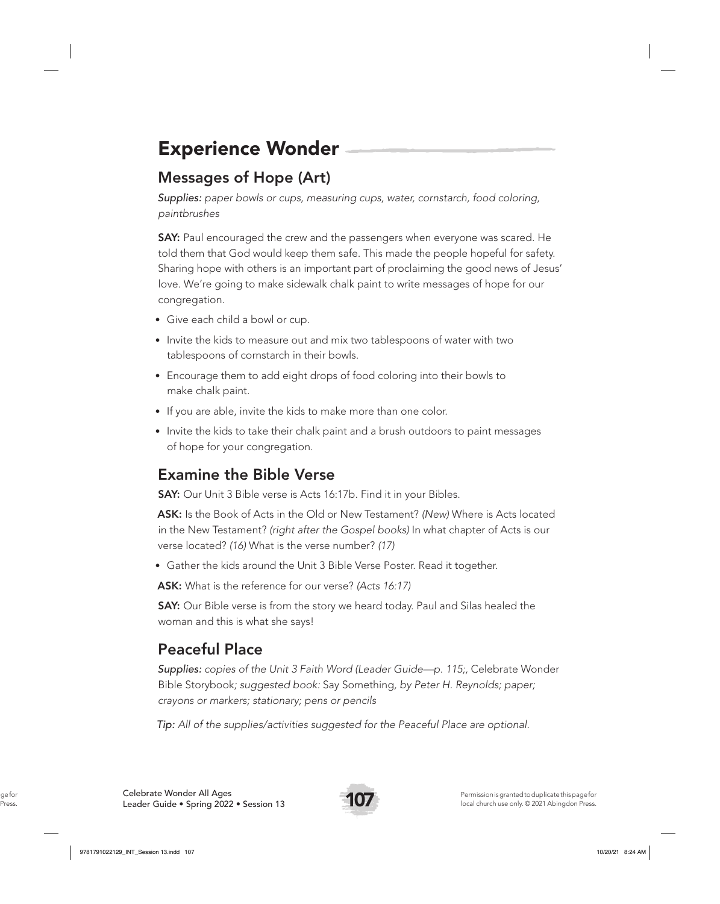# Experience Wonder

## Messages of Hope (Art)

*Supplies: paper bowls or cups, measuring cups, water, cornstarch, food coloring, paintbrushes*

**SAY:** Paul encouraged the crew and the passengers when everyone was scared. He told them that God would keep them safe. This made the people hopeful for safety. Sharing hope with others is an important part of proclaiming the good news of Jesus' love. We're going to make sidewalk chalk paint to write messages of hope for our congregation.

- Give each child a bowl or cup.
- Invite the kids to measure out and mix two tablespoons of water with two tablespoons of cornstarch in their bowls.
- Encourage them to add eight drops of food coloring into their bowls to make chalk paint.
- If you are able, invite the kids to make more than one color.
- Invite the kids to take their chalk paint and a brush outdoors to paint messages of hope for your congregation.

## Examine the Bible Verse

**SAY:** Our Unit 3 Bible verse is Acts 16:17b. Find it in your Bibles.

**ASK:** Is the Book of Acts in the Old or New Testament? *(New)* Where is Acts located in the New Testament? *(right after the Gospel books)* In what chapter of Acts is our verse located? *(16)* What is the verse number? *(17)*

- Gather the kids around the Unit 3 Bible Verse Poster. Read it together.

**ASK:** What is the reference for our verse? *(Acts 16:17)*

**SAY:** Our Bible verse is from the story we heard today. Paul and Silas healed the woman and this is what she says!

## Peaceful Place

*Supplies: copies of the Unit 3 Faith Word (Leader Guide—p. 115;,* Celebrate Wonder Bible Storybook; *suggested book:* Say Something, *by Peter H. Reynolds; paper; crayons or markers; stationary; pens or pencils*

*Tip: All of the supplies/activities suggested for the Peaceful Place are optional.*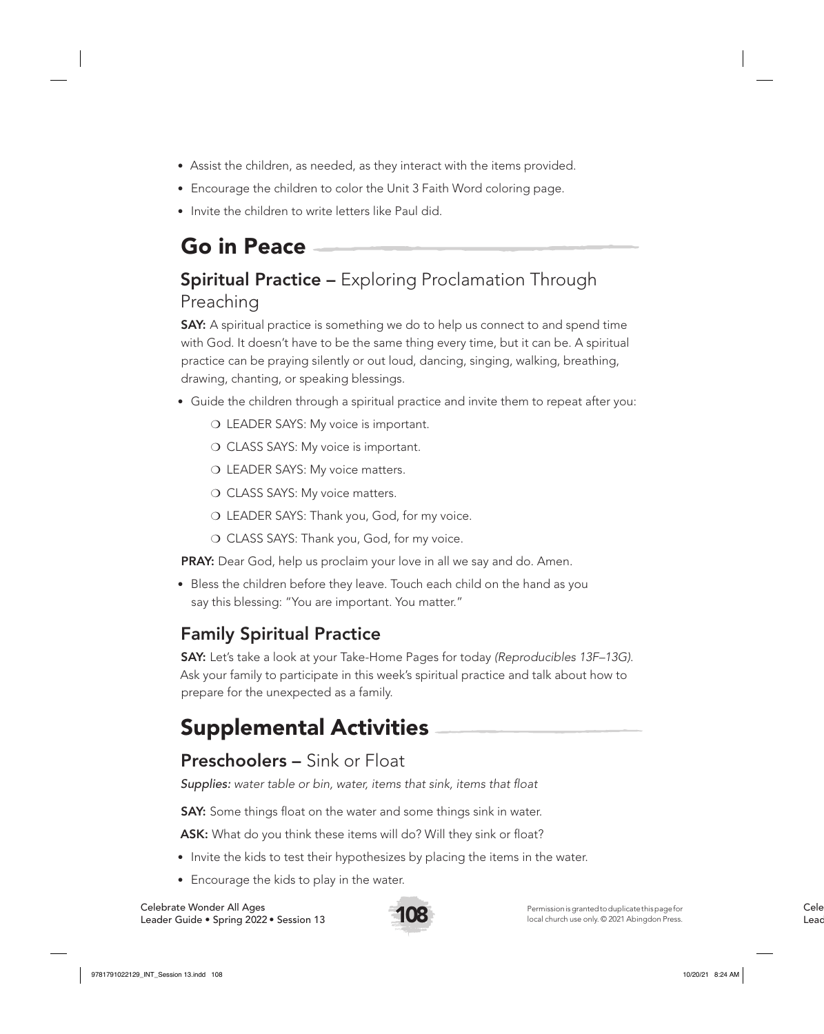- Assist the children, as needed, as they interact with the items provided.
- Encourage the children to color the Unit 3 Faith Word coloring page.
- Invite the children to write letters like Paul did.

# Go in Peace

## Spiritual Practice – Exploring Proclamation Through Preaching

**SAY:** A spiritual practice is something we do to help us connect to and spend time with God. It doesn't have to be the same thing every time, but it can be. A spiritual practice can be praying silently or out loud, dancing, singing, walking, breathing, drawing, chanting, or speaking blessings.

- Guide the children through a spiritual practice and invite them to repeat after you:
  - LEADER SAYS: My voice is important.
  - CLASS SAYS: My voice is important.
  - LEADER SAYS: My voice matters.
  - CLASS SAYS: My voice matters.
  - LEADER SAYS: Thank you, God, for my voice.
  - CLASS SAYS: Thank you, God, for my voice.

**PRAY:** Dear God, help us proclaim your love in all we say and do. Amen.

- Bless the children before they leave. Touch each child on the hand as you say this blessing: "You are important. You matter."

## Family Spiritual Practice

**SAY:** Let's take a look at your Take-Home Pages for today *(Reproducibles 13F–13G)*. Ask your family to participate in this week's spiritual practice and talk about how to prepare for the unexpected as a family.

# Supplemental Activities

## Preschoolers – Sink or Float

*Supplies: water table or bin, water, items that sink, items that float*

**SAY:** Some things float on the water and some things sink in water.

**ASK:** What do you think these items will do? Will they sink or float?

- Invite the kids to test their hypothesizes by placing the items in the water.
- Encourage the kids to play in the water.

Permission is granted to duplicate this page for local church use only. © 2021 Abingdon Press.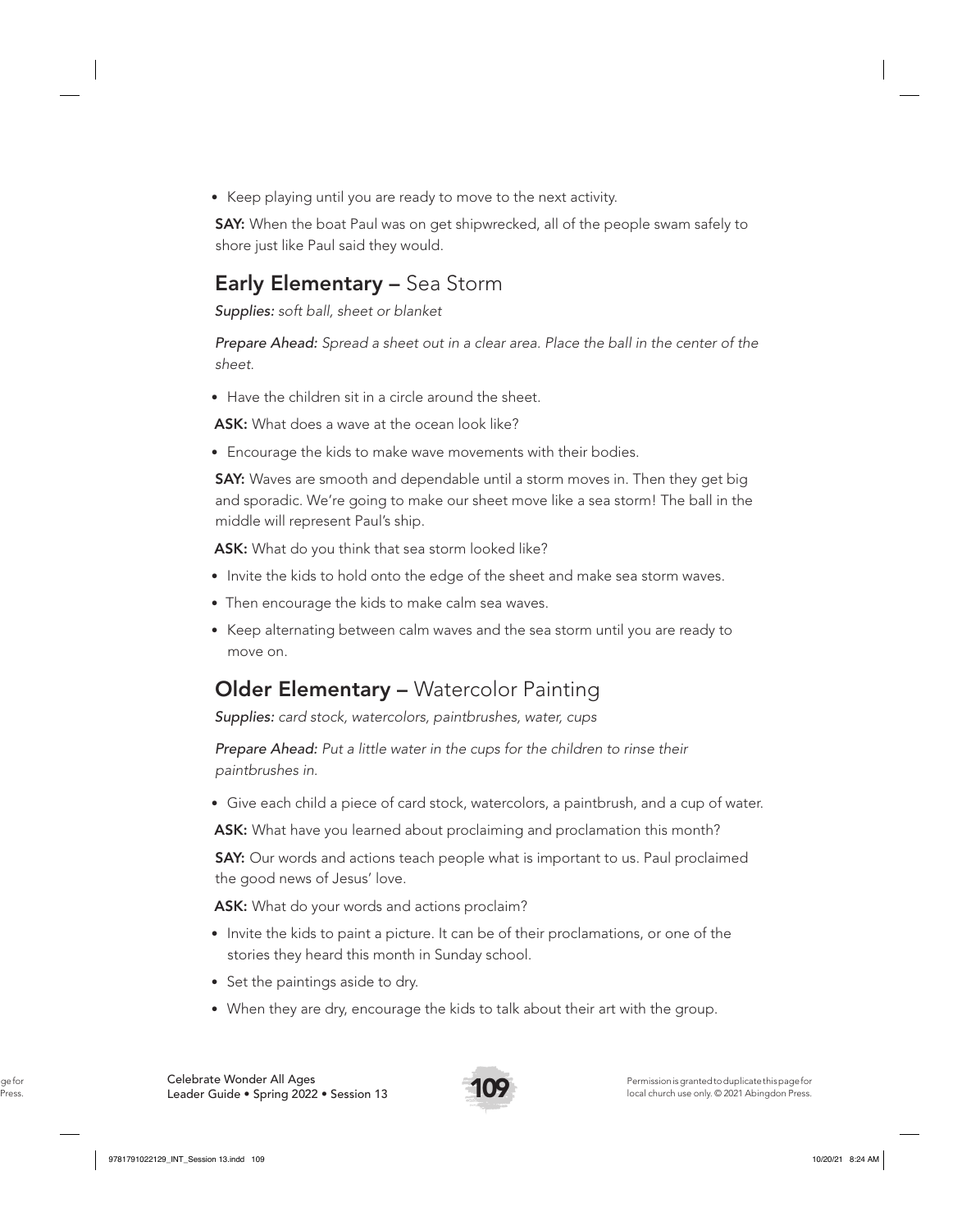- Keep playing until you are ready to move to the next activity.

**SAY:** When the boat Paul was on get shipwrecked, all of the people swam safely to shore just like Paul said they would.

## **Early Elementary –** Sea Storm

*Supplies: soft ball, sheet or blanket*

*Prepare Ahead: Spread a sheet out in a clear area. Place the ball in the center of the sheet.*

- Have the children sit in a circle around the sheet.

**ASK:** What does a wave at the ocean look like?

- Encourage the kids to make wave movements with their bodies.

**SAY:** Waves are smooth and dependable until a storm moves in. Then they get big and sporadic. We're going to make our sheet move like a sea storm! The ball in the middle will represent Paul's ship.

**ASK:** What do you think that sea storm looked like?

- Invite the kids to hold onto the edge of the sheet and make sea storm waves.
- Then encourage the kids to make calm sea waves.
- Keep alternating between calm waves and the sea storm until you are ready to move on.

## **Older Elementary –** Watercolor Painting

*Supplies: card stock, watercolors, paintbrushes, water, cups*

*Prepare Ahead: Put a little water in the cups for the children to rinse their paintbrushes in.*

- Give each child a piece of card stock, watercolors, a paintbrush, and a cup of water.

**ASK:** What have you learned about proclaiming and proclamation this month?

**SAY:** Our words and actions teach people what is important to us. Paul proclaimed the good news of Jesus' love.

**ASK:** What do your words and actions proclaim?

- Invite the kids to paint a picture. It can be of their proclamations, or one of the stories they heard this month in Sunday school.
- Set the paintings aside to dry.
- When they are dry, encourage the kids to talk about their art with the group.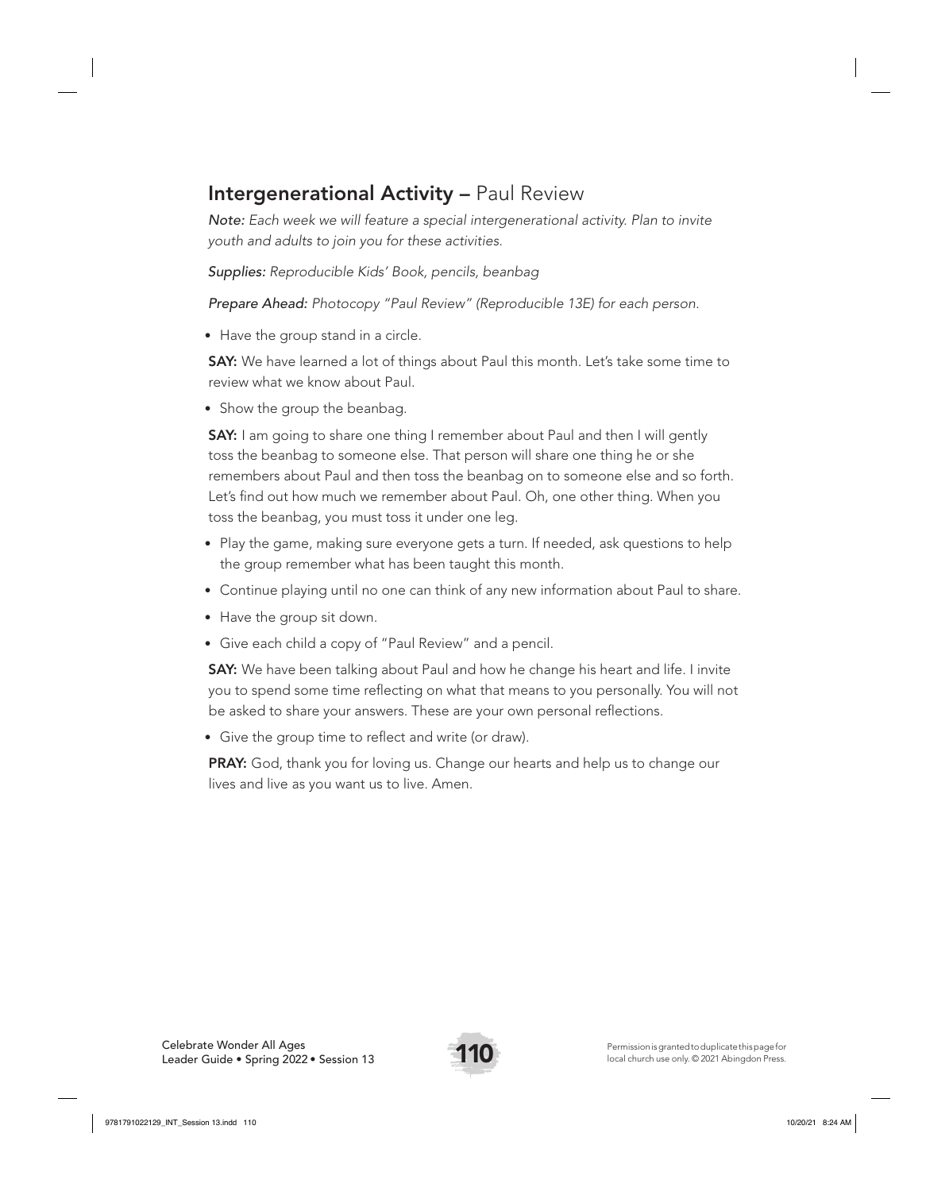## **Intergenerational Activity –** Paul Review

*Note: Each week we will feature a special intergenerational activity. Plan to invite youth and adults to join you for these activities.*

*Supplies: Reproducible Kids' Book, pencils, beanbag*

*Prepare Ahead: Photocopy "Paul Review" (Reproducible 13E) for each person.*

- Have the group stand in a circle.

**SAY:** We have learned a lot of things about Paul this month. Let's take some time to review what we know about Paul.

- Show the group the beanbag.

**SAY:** I am going to share one thing I remember about Paul and then I will gently toss the beanbag to someone else. That person will share one thing he or she remembers about Paul and then toss the beanbag on to someone else and so forth. Let's find out how much we remember about Paul. Oh, one other thing. When you toss the beanbag, you must toss it under one leg.

- Play the game, making sure everyone gets a turn. If needed, ask questions to help the group remember what has been taught this month.
- Continue playing until no one can think of any new information about Paul to share.
- Have the group sit down.
- Give each child a copy of "Paul Review" and a pencil.

**SAY:** We have been talking about Paul and how he change his heart and life. I invite you to spend some time reflecting on what that means to you personally. You will not be asked to share your answers. These are your own personal reflections.

- Give the group time to reflect and write (or draw).

**PRAY:** God, thank you for loving us. Change our hearts and help us to change our lives and live as you want us to live. Amen.

Permission is granted to duplicate this page for local church use only. © 2021 Abingdon Press.